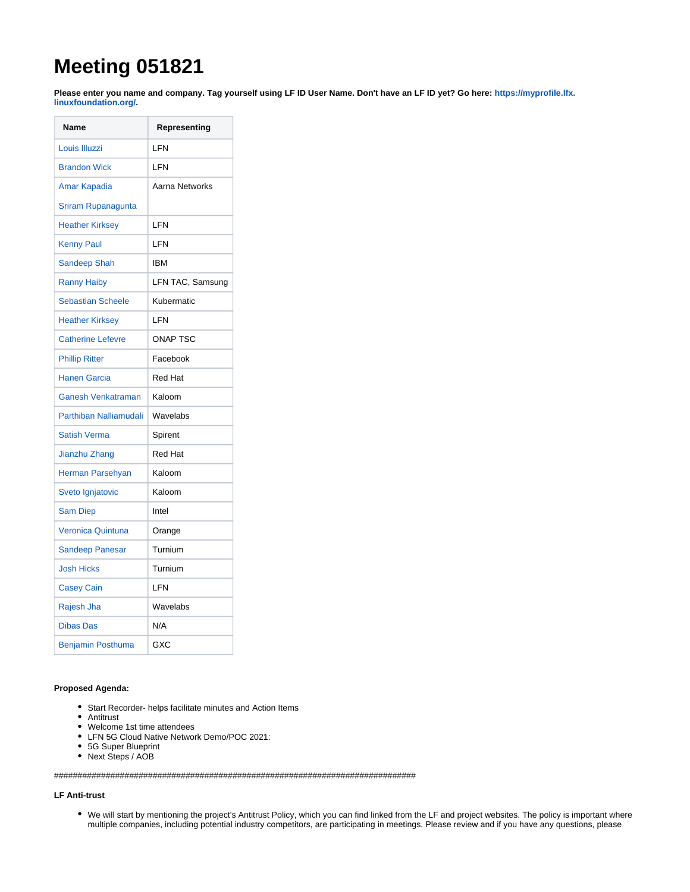# Meeting 051821

**Please enter you name and company. Tag yourself using LF ID User Name. Don't have an LF ID yet? Go here: https://myprofile.lfx.linuxfoundation.org/.**

| Name | Representing |
|---|---|
| Louis Illuzzi | LFN |
| Brandon Wick | LFN |
| Amar Kapadia<br>Sriram Rupanagunta | Aarna Networks |
| Heather Kirksey | LFN |
| Kenny Paul | LFN |
| Sandeep Shah | IBM |
| Ranny Haiby | LFN TAC, Samsung |
| Sebastian Scheele | Kubermatic |
| Heather Kirksey | LFN |
| Catherine Lefevre | ONAP TSC |
| Phillip Ritter | Facebook |
| Hanen Garcia | Red Hat |
| Ganesh Venkatraman | Kaloom |
| Parthiban Nalliamudali | Wavelabs |
| Satish Verma | Spirent |
| Jianzhu Zhang | Red Hat |
| Herman Parsehyan | Kaloom |
| Sveto Ignjatovic | Kaloom |
| Sam Diep | Intel |
| Veronica Quintuna | Orange |
| Sandeep Panesar | Turnium |
| Josh Hicks | Turnium |
| Casey Cain | LFN |
| Rajesh Jha | Wavelabs |
| Dibas Das | N/A |
| Benjamin Posthuma | GXC |

**Proposed Agenda:**

- Start Recorder- helps facilitate minutes and Action Items
- Antitrust
- Welcome 1st time attendees
- LFN 5G Cloud Native Network Demo/POC 2021:
- 5G Super Blueprint
- Next Steps / AOB

################################################################################

**LF Anti-trust**

- We will start by mentioning the project's Antitrust Policy, which you can find linked from the LF and project websites. The policy is important where multiple companies, including potential industry competitors, are participating in meetings. Please review and if you have any questions, please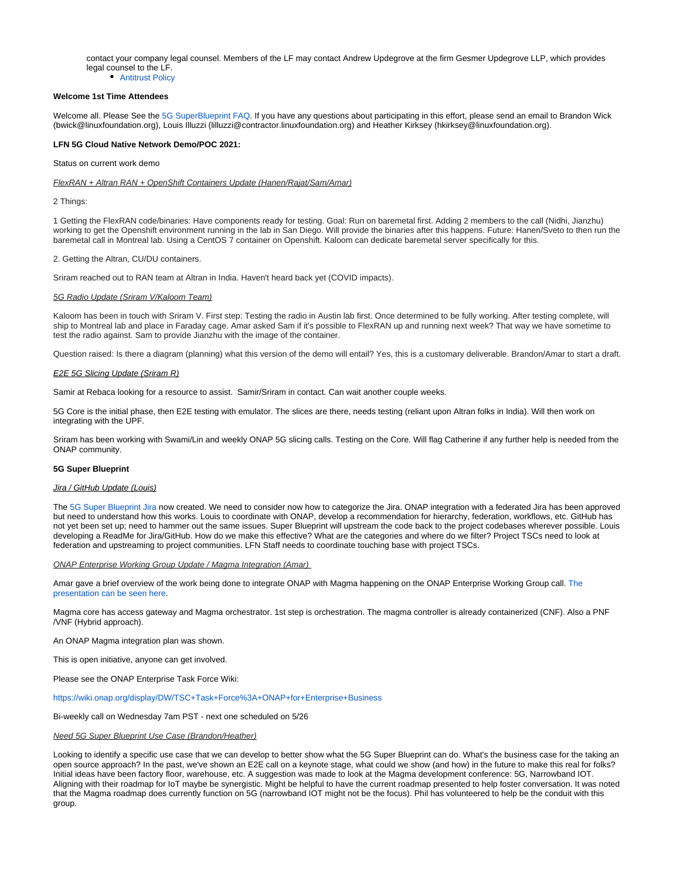contact your company legal counsel. Members of the LF may contact Andrew Updegrove at the firm Gesmer Updegrove LLP, which provides legal counsel to the LF.

- Antitrust Policy

**Welcome 1st Time Attendees**

Welcome all. Please See the 5G SuperBlueprint FAQ. If you have any questions about participating in this effort, please send an email to Brandon Wick (bwick@linuxfoundation.org), Louis Illuzzi (lilluzzi@contractor.linuxfoundation.org) and Heather Kirksey (hkirksey@linuxfoundation.org).

**LFN 5G Cloud Native Network Demo/POC 2021:**

Status on current work demo

*FlexRAN + Altran RAN + OpenShift Containers Update (Hanen/Rajat/Sam/Amar)*

2 Things:

1 Getting the FlexRAN code/binaries: Have components ready for testing. Goal: Run on baremetal first. Adding 2 members to the call (Nidhi, Jianzhu) working to get the Openshift environment running in the lab in San Diego. Will provide the binaries after this happens. Future: Hanen/Sveto to then run the baremetal call in Montreal lab. Using a CentOS 7 container on Openshift. Kaloom can dedicate baremetal server specifically for this.

2. Getting the Altran, CU/DU containers.

Sriram reached out to RAN team at Altran in India. Haven't heard back yet (COVID impacts).

*5G Radio Update (Sriram V/Kaloom Team)*

Kaloom has been in touch with Sriram V. First step: Testing the radio in Austin lab first. Once determined to be fully working. After testing complete, will ship to Montreal lab and place in Faraday cage. Amar asked Sam if it's possible to FlexRAN up and running next week? That way we have sometime to test the radio against. Sam to provide Jianzhu with the image of the container.

Question raised: Is there a diagram (planning) what this version of the demo will entail? Yes, this is a customary deliverable. Brandon/Amar to start a draft.

*E2E 5G Slicing Update (Sriram R)*

Samir at Rebaca looking for a resource to assist.  Samir/Sriram in contact. Can wait another couple weeks.

5G Core is the initial phase, then E2E testing with emulator. The slices are there, needs testing (reliant upon Altran folks in India). Will then work on integrating with the UPF.

Sriram has been working with Swami/Lin and weekly ONAP 5G slicing calls. Testing on the Core. Will flag Catherine if any further help is needed from the ONAP community.

**5G Super Blueprint**

*Jira / GitHub Update (Louis)*

The 5G Super Blueprint Jira now created. We need to consider now how to categorize the Jira. ONAP integration with a federated Jira has been approved but need to understand how this works. Louis to coordinate with ONAP, develop a recommendation for hierarchy, federation, workflows, etc. GitHub has not yet been set up; need to hammer out the same issues. Super Blueprint will upstream the code back to the project codebases wherever possible. Louis developing a ReadMe for Jira/GitHub. How do we make this effective? What are the categories and where do we filter? Project TSCs need to look at federation and upstreaming to project communities. LFN Staff needs to coordinate touching base with project TSCs.

*ONAP Enterprise Working Group Update / Magma Integration (Amar)*

Amar gave a brief overview of the work being done to integrate ONAP with Magma happening on the ONAP Enterprise Working Group call. The presentation can be seen here.

Magma core has access gateway and Magma orchestrator. 1st step is orchestration. The magma controller is already containerized (CNF). Also a PNF /VNF (Hybrid approach).

An ONAP Magma integration plan was shown.

This is open initiative, anyone can get involved.

Please see the ONAP Enterprise Task Force Wiki:

https://wiki.onap.org/display/DW/TSC+Task+Force%3A+ONAP+for+Enterprise+Business

Bi-weekly call on Wednesday 7am PST - next one scheduled on 5/26

*Need 5G Super Blueprint Use Case (Brandon/Heather)*

Looking to identify a specific use case that we can develop to better show what the 5G Super Blueprint can do. What's the business case for the taking an open source approach? In the past, we've shown an E2E call on a keynote stage, what could we show (and how) in the future to make this real for folks? Initial ideas have been factory floor, warehouse, etc. A suggestion was made to look at the Magma development conference: 5G, Narrowband IOT. Aligning with their roadmap for IoT maybe be synergistic. Might be helpful to have the current roadmap presented to help foster conversation. It was noted that the Magma roadmap does currently function on 5G (narrowband IOT might not be the focus). Phil has volunteered to help be the conduit with this group.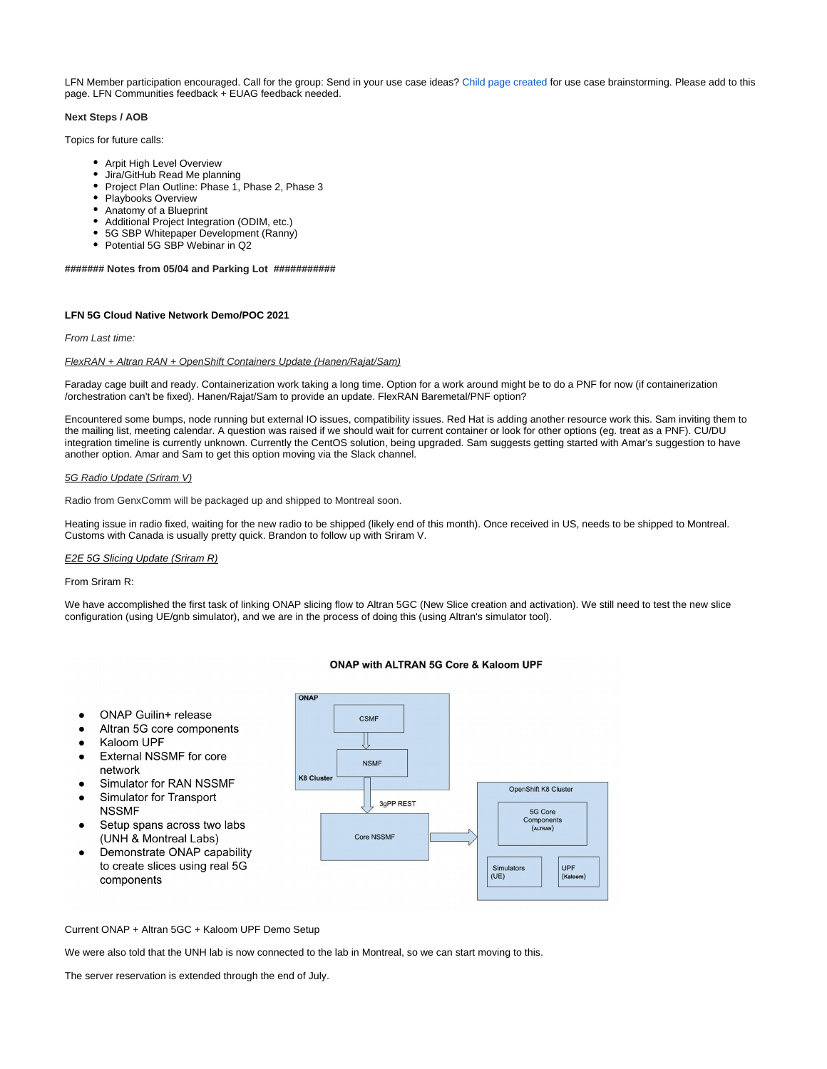LFN Member participation encouraged. Call for the group: Send in your use case ideas? Child page created for use case brainstorming. Please add to this page. LFN Communities feedback + EUAG feedback needed.

**Next Steps / AOB**

Topics for future calls:

- Arpit High Level Overview
- Jira/GitHub Read Me planning
- Project Plan Outline: Phase 1, Phase 2, Phase 3
- Playbooks Overview
- Anatomy of a Blueprint
- Additional Project Integration (ODIM, etc.)
- 5G SBP Whitepaper Development (Ranny)
- Potential 5G SBP Webinar in Q2

**####### Notes from 05/04 and Parking Lot ###########**

**LFN 5G Cloud Native Network Demo/POC 2021**

*From Last time:*

*FlexRAN + Altran RAN + OpenShift Containers Update (Hanen/Rajat/Sam)*

Faraday cage built and ready. Containerization work taking a long time. Option for a work around might be to do a PNF for now (if containerization /orchestration can't be fixed). Hanen/Rajat/Sam to provide an update. FlexRAN Baremetal/PNF option?

Encountered some bumps, node running but external IO issues, compatibility issues. Red Hat is adding another resource work this. Sam inviting them to the mailing list, meeting calendar. A question was raised if we should wait for current container or look for other options (eg. treat as a PNF). CU/DU integration timeline is currently unknown. Currently the CentOS solution, being upgraded. Sam suggests getting started with Amar's suggestion to have another option. Amar and Sam to get this option moving via the Slack channel.

*5G Radio Update (Sriram V)*

Radio from GenxComm will be packaged up and shipped to Montreal soon.

Heating issue in radio fixed, waiting for the new radio to be shipped (likely end of this month). Once received in US, needs to be shipped to Montreal. Customs with Canada is usually pretty quick. Brandon to follow up with Sriram V.

*E2E 5G Slicing Update (Sriram R)*

From Sriram R:

We have accomplished the first task of linking ONAP slicing flow to Altran 5GC (New Slice creation and activation). We still need to test the new slice configuration (using UE/gnb simulator), and we are in the process of doing this (using Altran's simulator tool).

**ONAP with ALTRAN 5G Core & Kaloom UPF**

- ONAP Guilin+ release
- Altran 5G core components
- Kaloom UPF
- External NSSMF for core network
- Simulator for RAN NSSMF
- Simulator for Transport NSSMF
- Setup spans across two labs (UNH & Montreal Labs)
- Demonstrate ONAP capability to create slices using real 5G components

Current ONAP + Altran 5GC + Kaloom UPF Demo Setup

We were also told that the UNH lab is now connected to the lab in Montreal, so we can start moving to this.

The server reservation is extended through the end of July.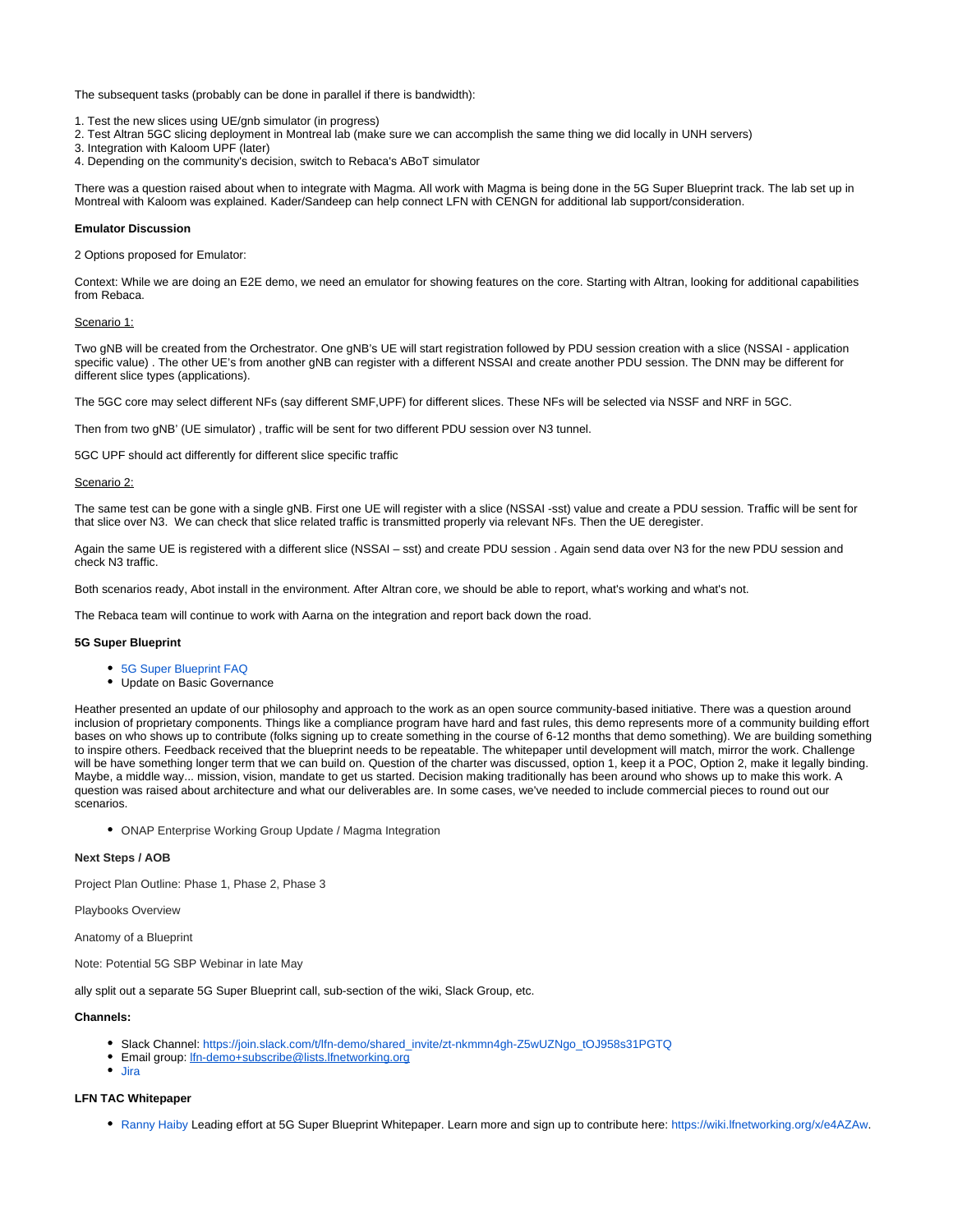The subsequent tasks (probably can be done in parallel if there is bandwidth):

1. Test the new slices using UE/gnb simulator (in progress)
2. Test Altran 5GC slicing deployment in Montreal lab (make sure we can accomplish the same thing we did locally in UNH servers)
3. Integration with Kaloom UPF (later)
4. Depending on the community's decision, switch to Rebaca's ABoT simulator

There was a question raised about when to integrate with Magma. All work with Magma is being done in the 5G Super Blueprint track. The lab set up in Montreal with Kaloom was explained. Kader/Sandeep can help connect LFN with CENGN for additional lab support/consideration.

**Emulator Discussion**

2 Options proposed for Emulator:

Context: While we are doing an E2E demo, we need an emulator for showing features on the core. Starting with Altran, looking for additional capabilities from Rebaca.

Scenario 1:

Two gNB will be created from the Orchestrator. One gNB's UE will start registration followed by PDU session creation with a slice (NSSAI - application specific value) . The other UE's from another gNB can register with a different NSSAI and create another PDU session. The DNN may be different for different slice types (applications).

The 5GC core may select different NFs (say different SMF,UPF) for different slices. These NFs will be selected via NSSF and NRF in 5GC.

Then from two gNB' (UE simulator) , traffic will be sent for two different PDU session over N3 tunnel.

5GC UPF should act differently for different slice specific traffic

Scenario 2:

The same test can be gone with a single gNB. First one UE will register with a slice (NSSAI -sst) value and create a PDU session. Traffic will be sent for that slice over N3. We can check that slice related traffic is transmitted properly via relevant NFs. Then the UE deregister.

Again the same UE is registered with a different slice (NSSAI – sst) and create PDU session . Again send data over N3 for the new PDU session and check N3 traffic.

Both scenarios ready, Abot install in the environment. After Altran core, we should be able to report, what's working and what's not.

The Rebaca team will continue to work with Aarna on the integration and report back down the road.

**5G Super Blueprint**

- 5G Super Blueprint FAQ
- Update on Basic Governance

Heather presented an update of our philosophy and approach to the work as an open source community-based initiative. There was a question around inclusion of proprietary components. Things like a compliance program have hard and fast rules, this demo represents more of a community building effort bases on who shows up to contribute (folks signing up to create something in the course of 6-12 months that demo something). We are building something to inspire others. Feedback received that the blueprint needs to be repeatable. The whitepaper until development will match, mirror the work. Challenge will be have something longer term that we can build on. Question of the charter was discussed, option 1, keep it a POC, Option 2, make it legally binding. Maybe, a middle way... mission, vision, mandate to get us started. Decision making traditionally has been around who shows up to make this work. A question was raised about architecture and what our deliverables are. In some cases, we've needed to include commercial pieces to round out our scenarios.

- ONAP Enterprise Working Group Update / Magma Integration

**Next Steps / AOB**

Project Plan Outline: Phase 1, Phase 2, Phase 3

Playbooks Overview

Anatomy of a Blueprint

Note: Potential 5G SBP Webinar in late May

ally split out a separate 5G Super Blueprint call, sub-section of the wiki, Slack Group, etc.

**Channels:**

- Slack Channel: https://join.slack.com/t/lfn-demo/shared_invite/zt-nkmmn4gh-Z5wUZNgo_tOJ958s31PGTQ
- Email group: lfn-demo+subscribe@lists.lfnetworking.org
- Jira

**LFN TAC Whitepaper**

- Ranny Haiby Leading effort at 5G Super Blueprint Whitepaper. Learn more and sign up to contribute here: https://wiki.lfnetworking.org/x/e4AZAw.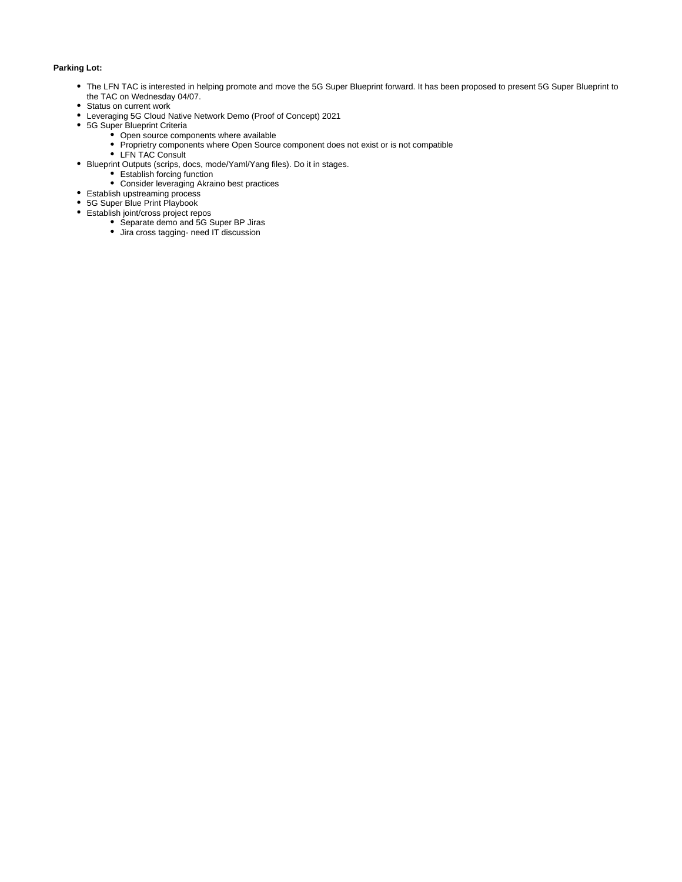**Parking Lot:**

- The LFN TAC is interested in helping promote and move the 5G Super Blueprint forward. It has been proposed to present 5G Super Blueprint to the TAC on Wednesday 04/07.
- Status on current work
- Leveraging 5G Cloud Native Network Demo (Proof of Concept) 2021
- 5G Super Blueprint Criteria
    - Open source components where available
    - Proprietry components where Open Source component does not exist or is not compatible
    - LFN TAC Consult
- Blueprint Outputs (scrips, docs, mode/Yaml/Yang files). Do it in stages.
    - Establish forcing function
    - Consider leveraging Akraino best practices
- Establish upstreaming process
- 5G Super Blue Print Playbook
- Establish joint/cross project repos
    - Separate demo and 5G Super BP Jiras
    - Jira cross tagging- need IT discussion